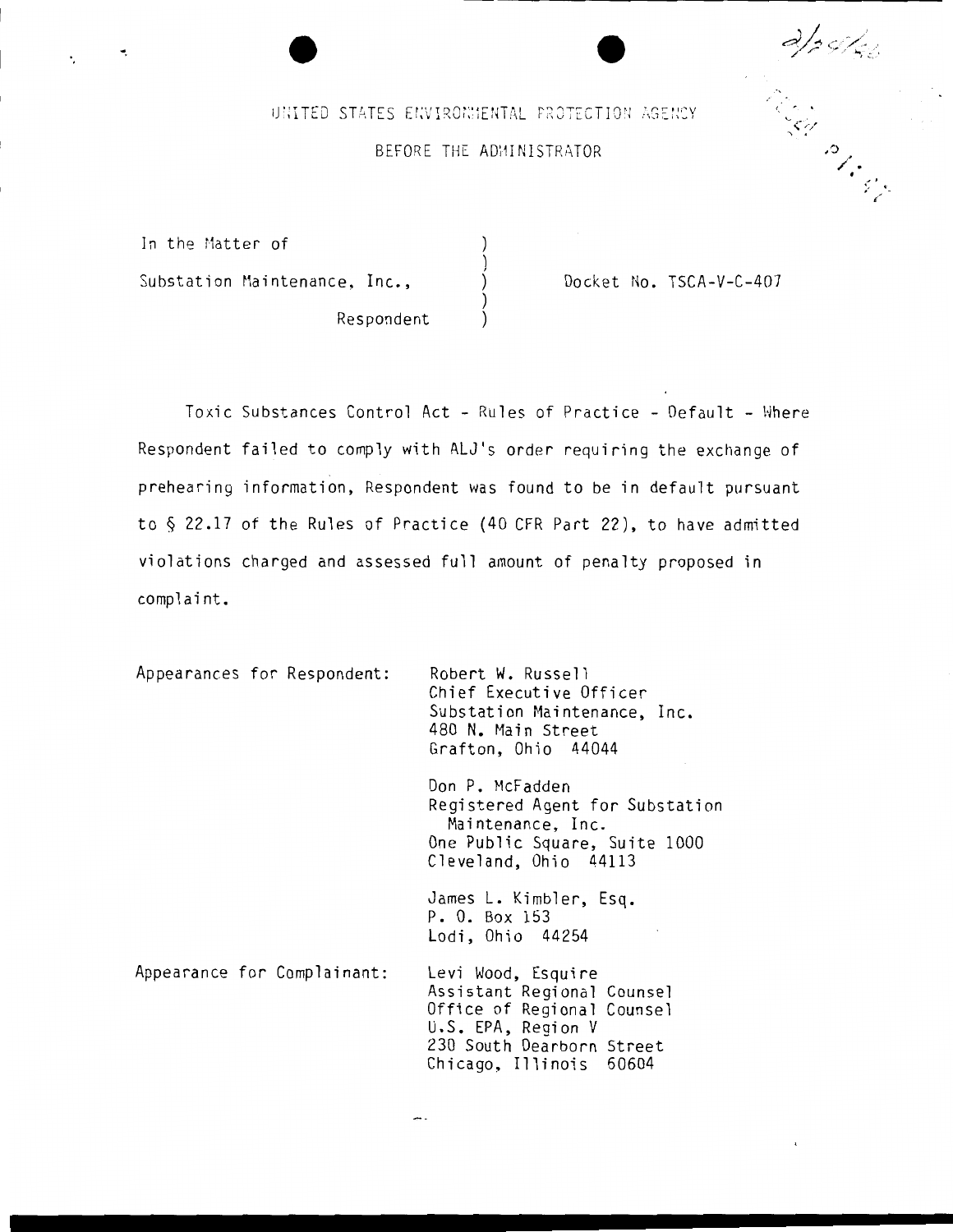UNITED STATES ENVIRONMENTAL PROTECTION AGENCY

BEFORE THE ADMINISTRATOR

In the Matter of

Substation Maintenance, Inc.,

Respondent

Docket No. TSCA-V-C-407

Toxic Substances Control Act - Rules of Practice - Default - Where Respondent failed to comply with ALJ's order requiring the exchange of prehearing information, Respondent was found to be in default pursuant to § 22.17 of the Rules of Practice (40 CFR Part 22), to have admitted violations charged and assessed full amount of penalty proposed in complaint.

Appearances for Respondent:

Robert W. Russell
Chief Executive Officer
Substation Maintenance, Inc.
480 N. Main Street
Grafton, Ohio 44044

Don P. McFadden
Registered Agent for Substation Maintenance, Inc.
One Public Square, Suite 1000
Cleveland, Ohio 44113

James L. Kimbler, Esq.
P. O. Box 153
Lodi, Ohio 44254

Appearance for Complainant:

Levi Wood, Esquire
Assistant Regional Counsel
Office of Regional Counsel
U.S. EPA, Region V
230 South Dearborn Street
Chicago, Illinois 60604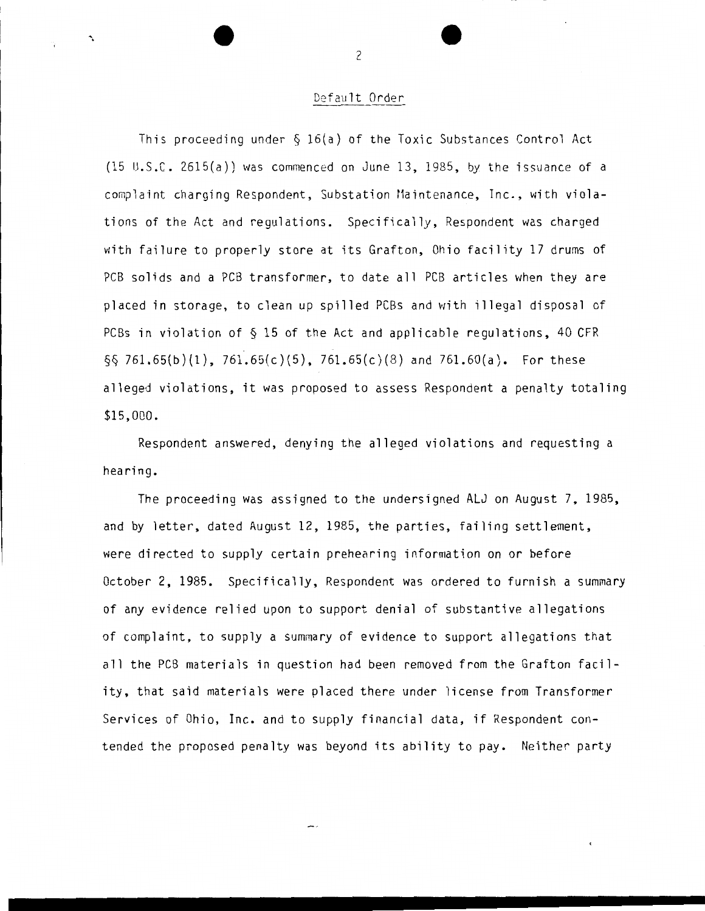## Default Order

This proceeding under § 16(a) of the Toxic Substances Control Act (15 U.S.C. 2615(a)) was commenced on June 13, 1985, by the issuance of a complaint charging Respondent, Substation Maintenance, Inc., with violations of the Act and regulations. Specifically, Respondent was charged with failure to properly store at its Grafton, Ohio facility 17 drums of PCB solids and a PCB transformer, to date all PCB articles when they are placed in storage, to clean up spilled PCBs and with illegal disposal of PCBs in violation of § 15 of the Act and applicable regulations, 40 CFR §§ 761.65(b)(1), 761.65(c)(5), 761.65(c)(8) and 761.60(a). For these alleged violations, it was proposed to assess Respondent a penalty totaling $15,000.

Respondent answered, denying the alleged violations and requesting a hearing.

The proceeding was assigned to the undersigned ALJ on August 7, 1985, and by letter, dated August 12, 1985, the parties, failing settlement, were directed to supply certain prehearing information on or before October 2, 1985. Specifically, Respondent was ordered to furnish a summary of any evidence relied upon to support denial of substantive allegations of complaint, to supply a summary of evidence to support allegations that all the PCB materials in question had been removed from the Grafton facility, that said materials were placed there under license from Transformer Services of Ohio, Inc. and to supply financial data, if Respondent contended the proposed penalty was beyond its ability to pay. Neither party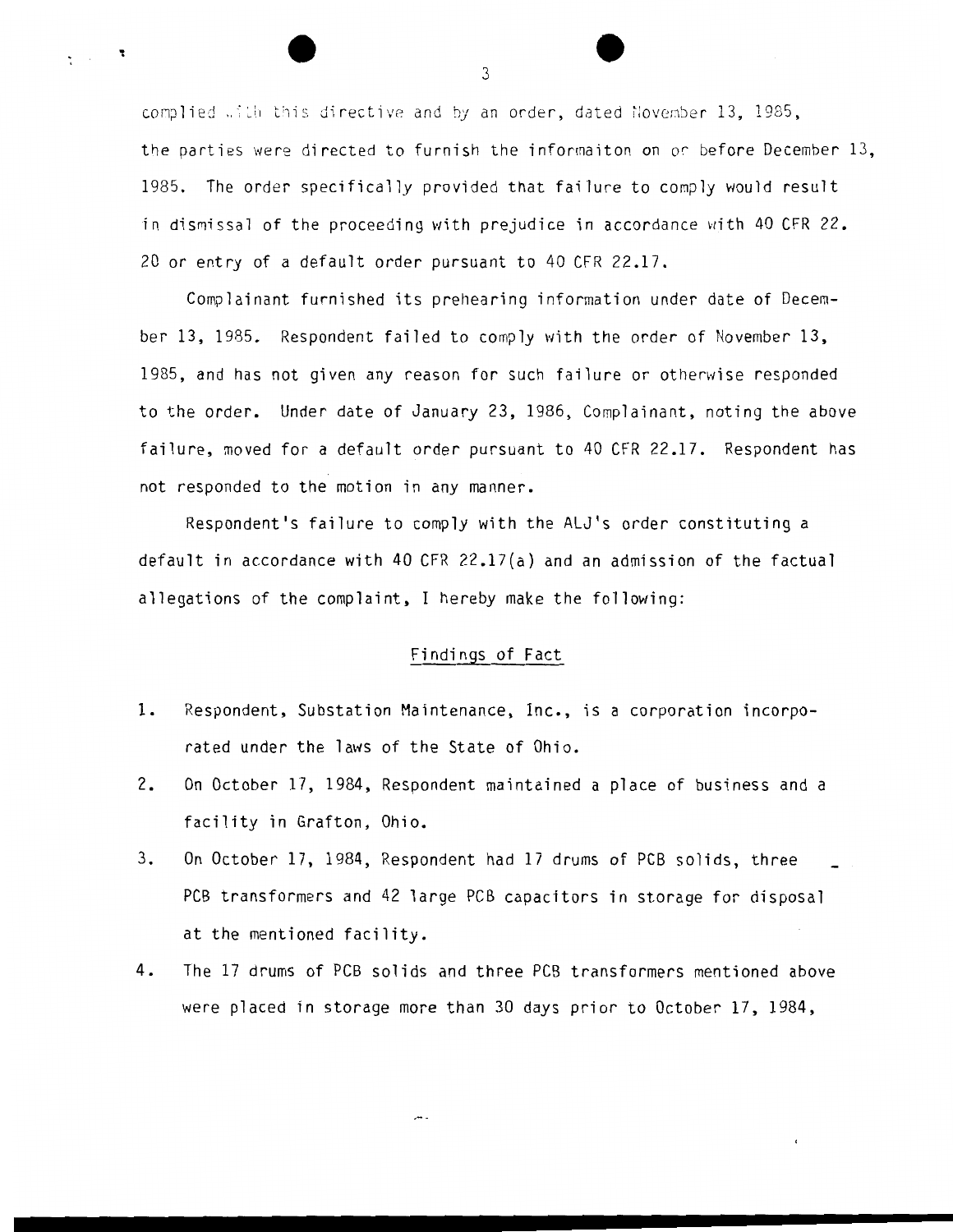complied with this directive and by an order, dated November 13, 1985, the parties were directed to furnish the informaiton on or before December 13, 1985. The order specifically provided that failure to comply would result in dismissal of the proceeding with prejudice in accordance with 40 CFR 22. 20 or entry of a default order pursuant to 40 CFR 22.17.

Complainant furnished its prehearing information under date of December 13, 1985. Respondent failed to comply with the order of November 13, 1985, and has not given any reason for such failure or otherwise responded to the order. Under date of January 23, 1986, Complainant, noting the above failure, moved for a default order pursuant to 40 CFR 22.17. Respondent has not responded to the motion in any manner.

Respondent's failure to comply with the ALJ's order constituting a default in accordance with 40 CFR 22.17(a) and an admission of the factual allegations of the complaint, I hereby make the following:

## Findings of Fact

1. Respondent, Substation Maintenance, Inc., is a corporation incorporated under the laws of the State of Ohio.
2. On October 17, 1984, Respondent maintained a place of business and a facility in Grafton, Ohio.
3. On October 17, 1984, Respondent had 17 drums of PCB solids, three PCB transformers and 42 large PCB capacitors in storage for disposal at the mentioned facility.
4. The 17 drums of PCB solids and three PCB transformers mentioned above were placed in storage more than 30 days prior to October 17, 1984,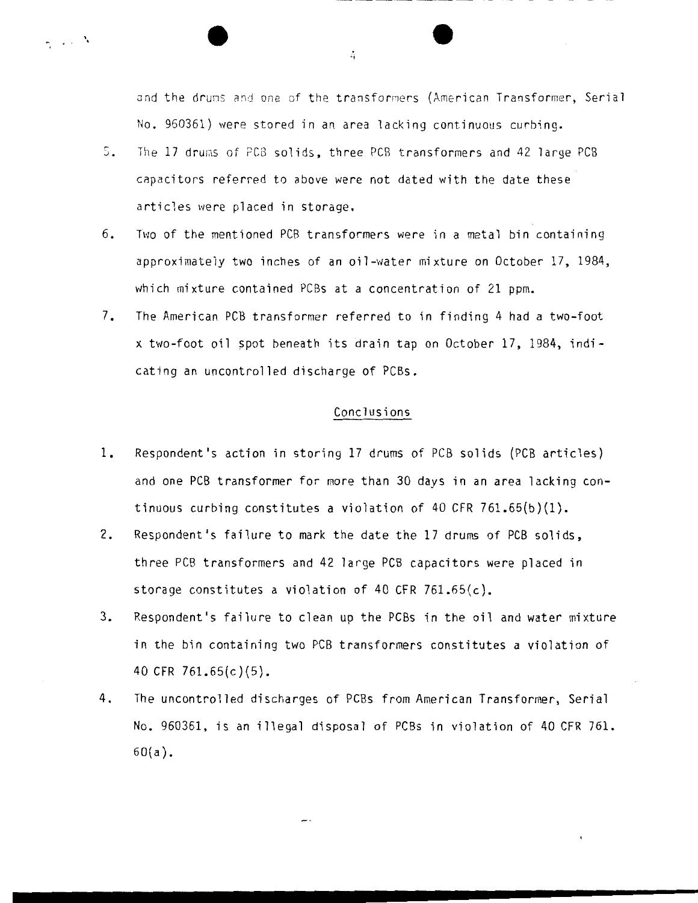and the drums and one of the transformers (American Transformer, Serial No. 960361) were stored in an area lacking continuous curbing.

5. The 17 drums of PCB solids, three PCB transformers and 42 large PCB capacitors referred to above were not dated with the date these articles were placed in storage.

6. Two of the mentioned PCB transformers were in a metal bin containing approximately two inches of an oil-water mixture on October 17, 1984, which mixture contained PCBs at a concentration of 21 ppm.

7. The American PCB transformer referred to in finding 4 had a two-foot x two-foot oil spot beneath its drain tap on October 17, 1984, indicating an uncontrolled discharge of PCBs.

## Conclusions

1. Respondent's action in storing 17 drums of PCB solids (PCB articles) and one PCB transformer for more than 30 days in an area lacking continuous curbing constitutes a violation of 40 CFR 761.65(b)(1).

2. Respondent's failure to mark the date the 17 drums of PCB solids, three PCB transformers and 42 large PCB capacitors were placed in storage constitutes a violation of 40 CFR 761.65(c).

3. Respondent's failure to clean up the PCBs in the oil and water mixture in the bin containing two PCB transformers constitutes a violation of 40 CFR 761.65(c)(5).

4. The uncontrolled discharges of PCBs from American Transformer, Serial No. 960361, is an illegal disposal of PCBs in violation of 40 CFR 761.60(a).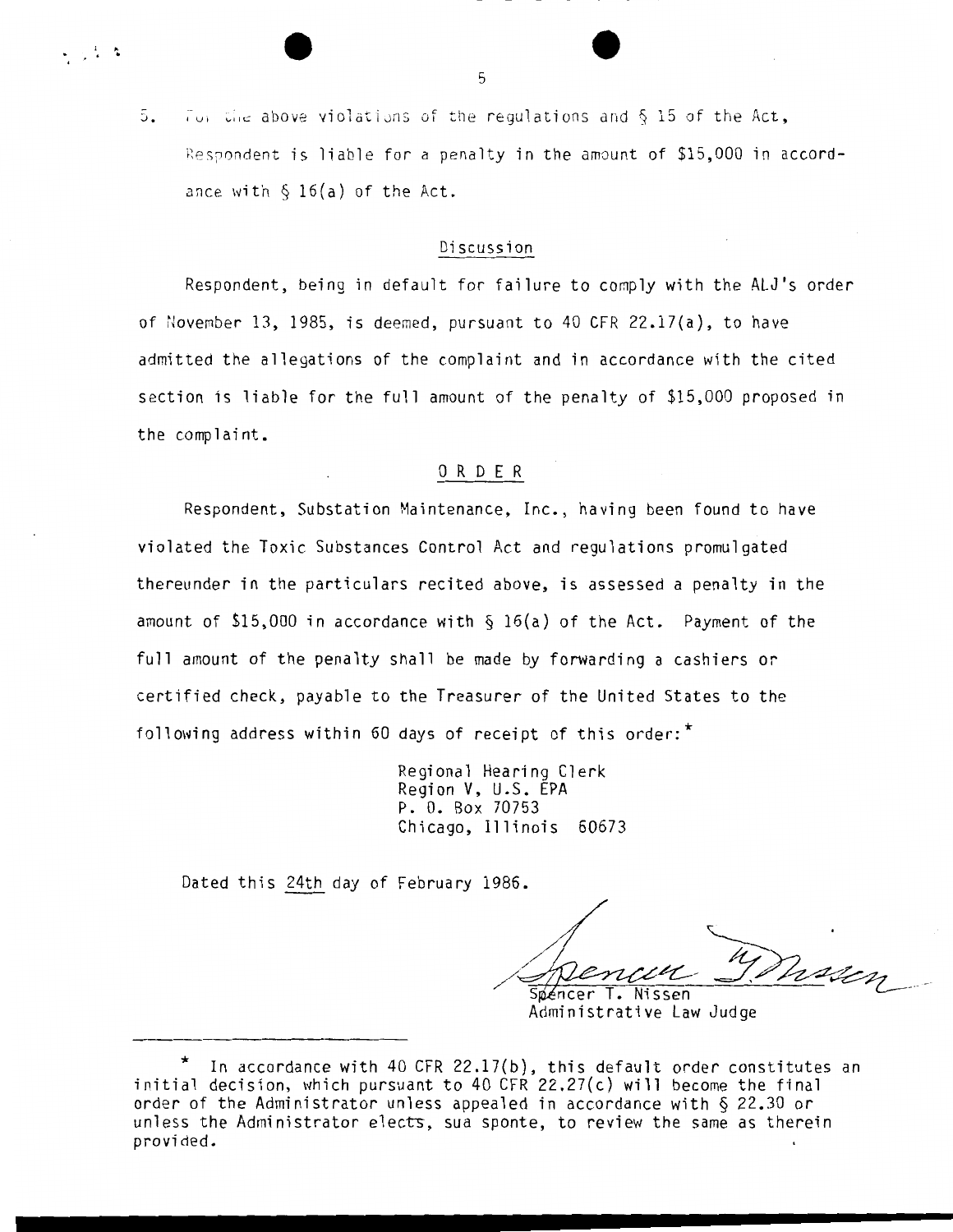5. For the above violations of the regulations and § 15 of the Act, Respondent is liable for a penalty in the amount of $15,000 in accordance with § 16(a) of the Act.

## Discussion

Respondent, being in default for failure to comply with the ALJ's order of November 13, 1985, is deemed, pursuant to 40 CFR 22.17(a), to have admitted the allegations of the complaint and in accordance with the cited section is liable for the full amount of the penalty of $15,000 proposed in the complaint.

## ORDER

Respondent, Substation Maintenance, Inc., having been found to have violated the Toxic Substances Control Act and regulations promulgated thereunder in the particulars recited above, is assessed a penalty in the amount of $15,000 in accordance with § 16(a) of the Act. Payment of the full amount of the penalty shall be made by forwarding a cashiers or certified check, payable to the Treasurer of the United States to the following address within 60 days of receipt of this order:*

Regional Hearing Clerk
Region V, U.S. EPA
P. O. Box 70753
Chicago, Illinois 60673

Dated this 24th day of February 1986.

Spencer T. Nissen
Administrative Law Judge

* In accordance with 40 CFR 22.17(b), this default order constitutes an initial decision, which pursuant to 40 CFR 22.27(c) will become the final order of the Administrator unless appealed in accordance with § 22.30 or unless the Administrator elects, sua sponte, to review the same as therein provided.